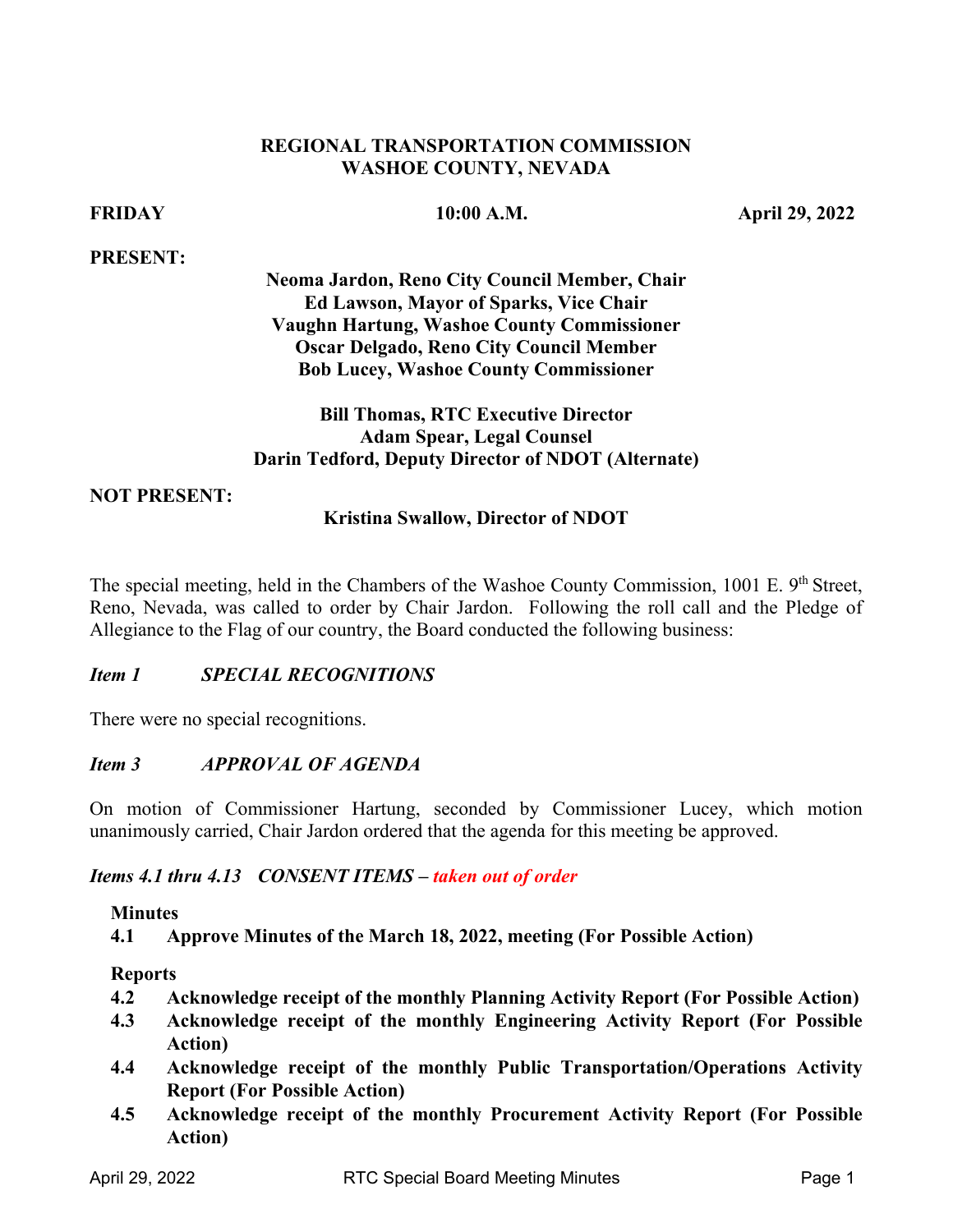# REGIONAL TRANSPORTATION COMMISSION
# WASHOE COUNTY, NEVADA

**FRIDAY** **10:00 A.M.** **April 29, 2022**

**PRESENT:**

**Neoma Jardon, Reno City Council Member, Chair**
**Ed Lawson, Mayor of Sparks, Vice Chair**
**Vaughn Hartung, Washoe County Commissioner**
**Oscar Delgado, Reno City Council Member**
**Bob Lucey, Washoe County Commissioner**

**Bill Thomas, RTC Executive Director**
**Adam Spear, Legal Counsel**
**Darin Tedford, Deputy Director of NDOT (Alternate)**

**NOT PRESENT:**

**Kristina Swallow, Director of NDOT**

The special meeting, held in the Chambers of the Washoe County Commission, 1001 E. 9th Street, Reno, Nevada, was called to order by Chair Jardon. Following the roll call and the Pledge of Allegiance to the Flag of our country, the Board conducted the following business:

### *Item 1 SPECIAL RECOGNITIONS*

There were no special recognitions.

### *Item 3 APPROVAL OF AGENDA*

On motion of Commissioner Hartung, seconded by Commissioner Lucey, which motion unanimously carried, Chair Jardon ordered that the agenda for this meeting be approved.

### *Items 4.1 thru 4.13 CONSENT ITEMS – taken out of order*

**Minutes**

**4.1 Approve Minutes of the March 18, 2022, meeting (For Possible Action)**

**Reports**

**4.2 Acknowledge receipt of the monthly Planning Activity Report (For Possible Action)**
**4.3 Acknowledge receipt of the monthly Engineering Activity Report (For Possible Action)**
**4.4 Acknowledge receipt of the monthly Public Transportation/Operations Activity Report (For Possible Action)**
**4.5 Acknowledge receipt of the monthly Procurement Activity Report (For Possible Action)**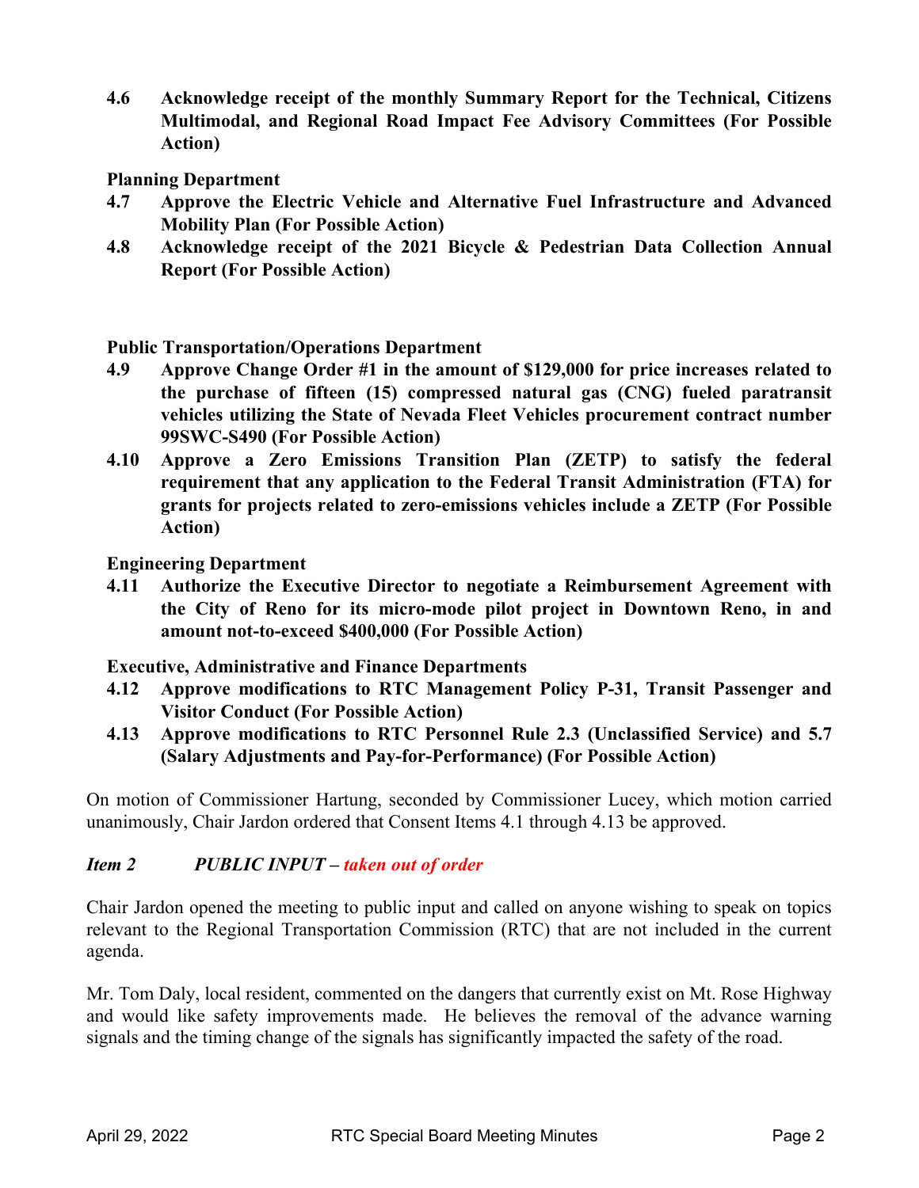**4.6 Acknowledge receipt of the monthly Summary Report for the Technical, Citizens Multimodal, and Regional Road Impact Fee Advisory Committees (For Possible Action)**

**Planning Department**

**4.7 Approve the Electric Vehicle and Alternative Fuel Infrastructure and Advanced Mobility Plan (For Possible Action)**

**4.8 Acknowledge receipt of the 2021 Bicycle & Pedestrian Data Collection Annual Report (For Possible Action)**

**Public Transportation/Operations Department**

**4.9 Approve Change Order #1 in the amount of $129,000 for price increases related to the purchase of fifteen (15) compressed natural gas (CNG) fueled paratransit vehicles utilizing the State of Nevada Fleet Vehicles procurement contract number 99SWC-S490 (For Possible Action)**

**4.10 Approve a Zero Emissions Transition Plan (ZETP) to satisfy the federal requirement that any application to the Federal Transit Administration (FTA) for grants for projects related to zero-emissions vehicles include a ZETP (For Possible Action)**

**Engineering Department**

**4.11 Authorize the Executive Director to negotiate a Reimbursement Agreement with the City of Reno for its micro-mode pilot project in Downtown Reno, in and amount not-to-exceed $400,000 (For Possible Action)**

**Executive, Administrative and Finance Departments**

**4.12 Approve modifications to RTC Management Policy P-31, Transit Passenger and Visitor Conduct (For Possible Action)**

**4.13 Approve modifications to RTC Personnel Rule 2.3 (Unclassified Service) and 5.7 (Salary Adjustments and Pay-for-Performance) (For Possible Action)**

On motion of Commissioner Hartung, seconded by Commissioner Lucey, which motion carried unanimously, Chair Jardon ordered that Consent Items 4.1 through 4.13 be approved.

***Item 2 PUBLIC INPUT – taken out of order***

Chair Jardon opened the meeting to public input and called on anyone wishing to speak on topics relevant to the Regional Transportation Commission (RTC) that are not included in the current agenda.

Mr. Tom Daly, local resident, commented on the dangers that currently exist on Mt. Rose Highway and would like safety improvements made. He believes the removal of the advance warning signals and the timing change of the signals has significantly impacted the safety of the road.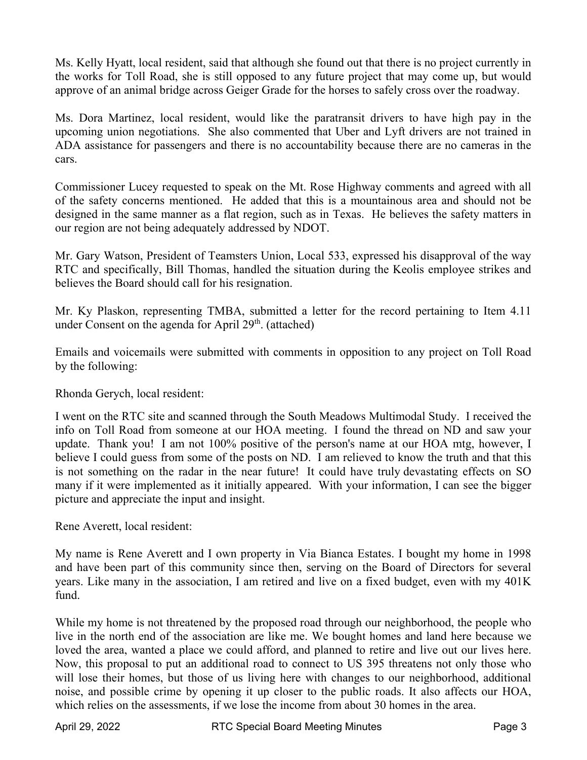Ms. Kelly Hyatt, local resident, said that although she found out that there is no project currently in the works for Toll Road, she is still opposed to any future project that may come up, but would approve of an animal bridge across Geiger Grade for the horses to safely cross over the roadway.

Ms. Dora Martinez, local resident, would like the paratransit drivers to have high pay in the upcoming union negotiations. She also commented that Uber and Lyft drivers are not trained in ADA assistance for passengers and there is no accountability because there are no cameras in the cars.

Commissioner Lucey requested to speak on the Mt. Rose Highway comments and agreed with all of the safety concerns mentioned. He added that this is a mountainous area and should not be designed in the same manner as a flat region, such as in Texas. He believes the safety matters in our region are not being adequately addressed by NDOT.

Mr. Gary Watson, President of Teamsters Union, Local 533, expressed his disapproval of the way RTC and specifically, Bill Thomas, handled the situation during the Keolis employee strikes and believes the Board should call for his resignation.

Mr. Ky Plaskon, representing TMBA, submitted a letter for the record pertaining to Item 4.11 under Consent on the agenda for April 29th. (attached)

Emails and voicemails were submitted with comments in opposition to any project on Toll Road by the following:

Rhonda Gerych, local resident:

I went on the RTC site and scanned through the South Meadows Multimodal Study. I received the info on Toll Road from someone at our HOA meeting. I found the thread on ND and saw your update. Thank you! I am not 100% positive of the person's name at our HOA mtg, however, I believe I could guess from some of the posts on ND. I am relieved to know the truth and that this is not something on the radar in the near future! It could have truly devastating effects on SO many if it were implemented as it initially appeared. With your information, I can see the bigger picture and appreciate the input and insight.

Rene Averett, local resident:

My name is Rene Averett and I own property in Via Bianca Estates. I bought my home in 1998 and have been part of this community since then, serving on the Board of Directors for several years. Like many in the association, I am retired and live on a fixed budget, even with my 401K fund.

While my home is not threatened by the proposed road through our neighborhood, the people who live in the north end of the association are like me. We bought homes and land here because we loved the area, wanted a place we could afford, and planned to retire and live out our lives here. Now, this proposal to put an additional road to connect to US 395 threatens not only those who will lose their homes, but those of us living here with changes to our neighborhood, additional noise, and possible crime by opening it up closer to the public roads. It also affects our HOA, which relies on the assessments, if we lose the income from about 30 homes in the area.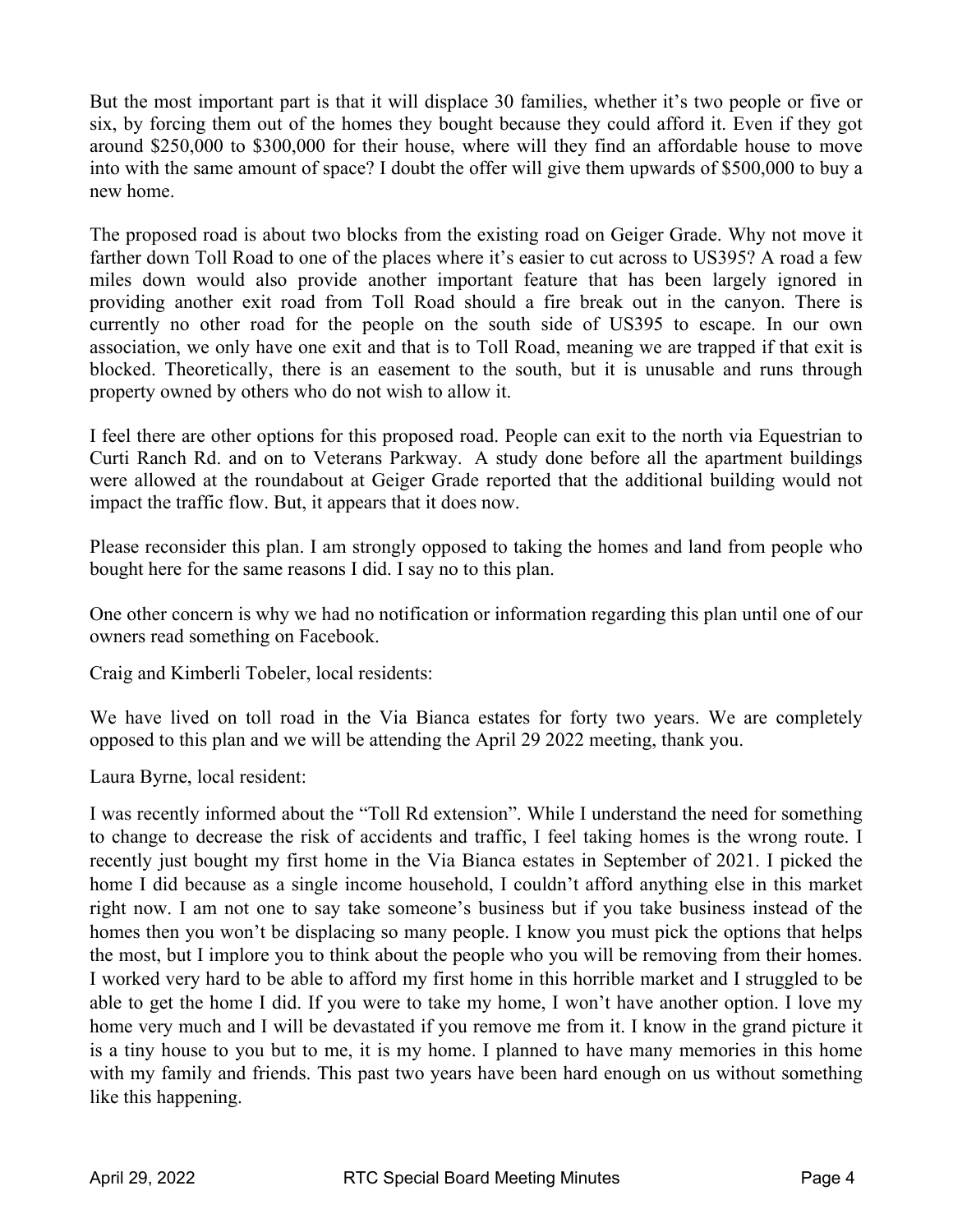But the most important part is that it will displace 30 families, whether it's two people or five or six, by forcing them out of the homes they bought because they could afford it. Even if they got around $250,000 to $300,000 for their house, where will they find an affordable house to move into with the same amount of space? I doubt the offer will give them upwards of $500,000 to buy a new home.

The proposed road is about two blocks from the existing road on Geiger Grade. Why not move it farther down Toll Road to one of the places where it's easier to cut across to US395? A road a few miles down would also provide another important feature that has been largely ignored in providing another exit road from Toll Road should a fire break out in the canyon. There is currently no other road for the people on the south side of US395 to escape. In our own association, we only have one exit and that is to Toll Road, meaning we are trapped if that exit is blocked. Theoretically, there is an easement to the south, but it is unusable and runs through property owned by others who do not wish to allow it.

I feel there are other options for this proposed road. People can exit to the north via Equestrian to Curti Ranch Rd. and on to Veterans Parkway. A study done before all the apartment buildings were allowed at the roundabout at Geiger Grade reported that the additional building would not impact the traffic flow. But, it appears that it does now.

Please reconsider this plan. I am strongly opposed to taking the homes and land from people who bought here for the same reasons I did. I say no to this plan.

One other concern is why we had no notification or information regarding this plan until one of our owners read something on Facebook.

Craig and Kimberli Tobeler, local residents:

We have lived on toll road in the Via Bianca estates for forty two years. We are completely opposed to this plan and we will be attending the April 29 2022 meeting, thank you.

Laura Byrne, local resident:

I was recently informed about the "Toll Rd extension". While I understand the need for something to change to decrease the risk of accidents and traffic, I feel taking homes is the wrong route. I recently just bought my first home in the Via Bianca estates in September of 2021. I picked the home I did because as a single income household, I couldn't afford anything else in this market right now. I am not one to say take someone's business but if you take business instead of the homes then you won't be displacing so many people. I know you must pick the options that helps the most, but I implore you to think about the people who you will be removing from their homes. I worked very hard to be able to afford my first home in this horrible market and I struggled to be able to get the home I did. If you were to take my home, I won't have another option. I love my home very much and I will be devastated if you remove me from it. I know in the grand picture it is a tiny house to you but to me, it is my home. I planned to have many memories in this home with my family and friends. This past two years have been hard enough on us without something like this happening.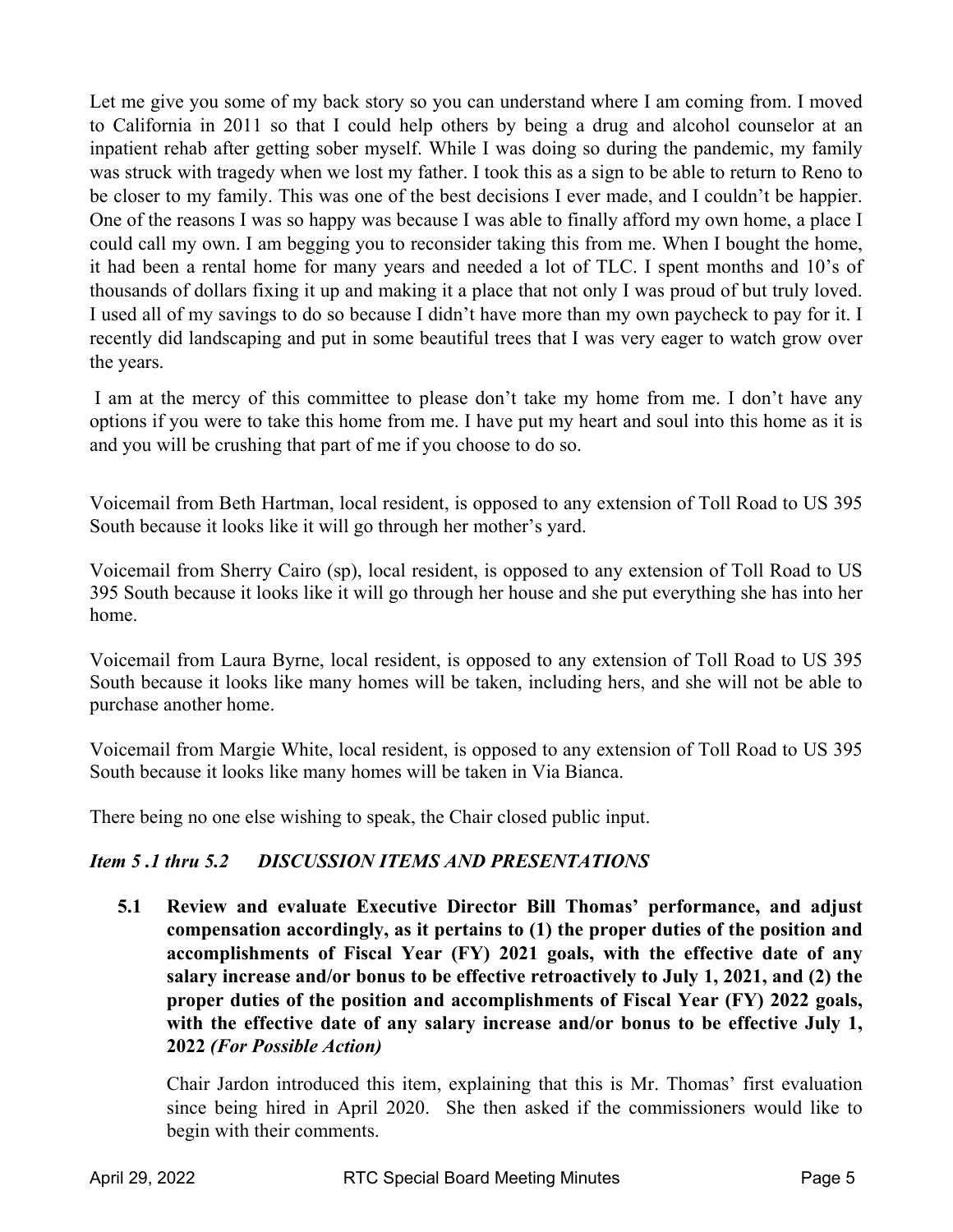Let me give you some of my back story so you can understand where I am coming from. I moved to California in 2011 so that I could help others by being a drug and alcohol counselor at an inpatient rehab after getting sober myself. While I was doing so during the pandemic, my family was struck with tragedy when we lost my father. I took this as a sign to be able to return to Reno to be closer to my family. This was one of the best decisions I ever made, and I couldn't be happier. One of the reasons I was so happy was because I was able to finally afford my own home, a place I could call my own. I am begging you to reconsider taking this from me. When I bought the home, it had been a rental home for many years and needed a lot of TLC. I spent months and 10's of thousands of dollars fixing it up and making it a place that not only I was proud of but truly loved. I used all of my savings to do so because I didn't have more than my own paycheck to pay for it. I recently did landscaping and put in some beautiful trees that I was very eager to watch grow over the years.

I am at the mercy of this committee to please don't take my home from me. I don't have any options if you were to take this home from me. I have put my heart and soul into this home as it is and you will be crushing that part of me if you choose to do so.

Voicemail from Beth Hartman, local resident, is opposed to any extension of Toll Road to US 395 South because it looks like it will go through her mother's yard.

Voicemail from Sherry Cairo (sp), local resident, is opposed to any extension of Toll Road to US 395 South because it looks like it will go through her house and she put everything she has into her home.

Voicemail from Laura Byrne, local resident, is opposed to any extension of Toll Road to US 395 South because it looks like many homes will be taken, including hers, and she will not be able to purchase another home.

Voicemail from Margie White, local resident, is opposed to any extension of Toll Road to US 395 South because it looks like many homes will be taken in Via Bianca.

There being no one else wishing to speak, the Chair closed public input.

### *Item 5 .1 thru 5.2 DISCUSSION ITEMS AND PRESENTATIONS*

**5.1 Review and evaluate Executive Director Bill Thomas' performance, and adjust compensation accordingly, as it pertains to (1) the proper duties of the position and accomplishments of Fiscal Year (FY) 2021 goals, with the effective date of any salary increase and/or bonus to be effective retroactively to July 1, 2021, and (2) the proper duties of the position and accomplishments of Fiscal Year (FY) 2022 goals, with the effective date of any salary increase and/or bonus to be effective July 1, 2022 *(For Possible Action)***

Chair Jardon introduced this item, explaining that this is Mr. Thomas' first evaluation since being hired in April 2020. She then asked if the commissioners would like to begin with their comments.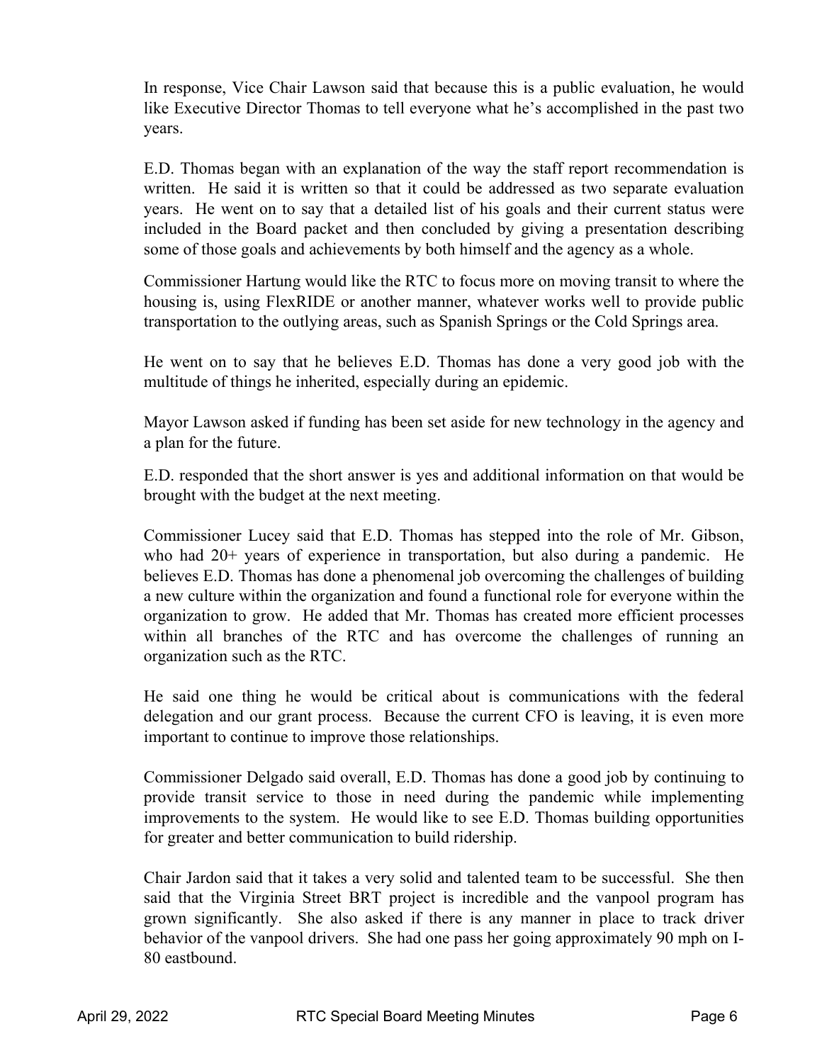In response, Vice Chair Lawson said that because this is a public evaluation, he would like Executive Director Thomas to tell everyone what he's accomplished in the past two years.

E.D. Thomas began with an explanation of the way the staff report recommendation is written. He said it is written so that it could be addressed as two separate evaluation years. He went on to say that a detailed list of his goals and their current status were included in the Board packet and then concluded by giving a presentation describing some of those goals and achievements by both himself and the agency as a whole.

Commissioner Hartung would like the RTC to focus more on moving transit to where the housing is, using FlexRIDE or another manner, whatever works well to provide public transportation to the outlying areas, such as Spanish Springs or the Cold Springs area.

He went on to say that he believes E.D. Thomas has done a very good job with the multitude of things he inherited, especially during an epidemic.

Mayor Lawson asked if funding has been set aside for new technology in the agency and a plan for the future.

E.D. responded that the short answer is yes and additional information on that would be brought with the budget at the next meeting.

Commissioner Lucey said that E.D. Thomas has stepped into the role of Mr. Gibson, who had 20+ years of experience in transportation, but also during a pandemic. He believes E.D. Thomas has done a phenomenal job overcoming the challenges of building a new culture within the organization and found a functional role for everyone within the organization to grow. He added that Mr. Thomas has created more efficient processes within all branches of the RTC and has overcome the challenges of running an organization such as the RTC.

He said one thing he would be critical about is communications with the federal delegation and our grant process. Because the current CFO is leaving, it is even more important to continue to improve those relationships.

Commissioner Delgado said overall, E.D. Thomas has done a good job by continuing to provide transit service to those in need during the pandemic while implementing improvements to the system. He would like to see E.D. Thomas building opportunities for greater and better communication to build ridership.

Chair Jardon said that it takes a very solid and talented team to be successful. She then said that the Virginia Street BRT project is incredible and the vanpool program has grown significantly. She also asked if there is any manner in place to track driver behavior of the vanpool drivers. She had one pass her going approximately 90 mph on I-80 eastbound.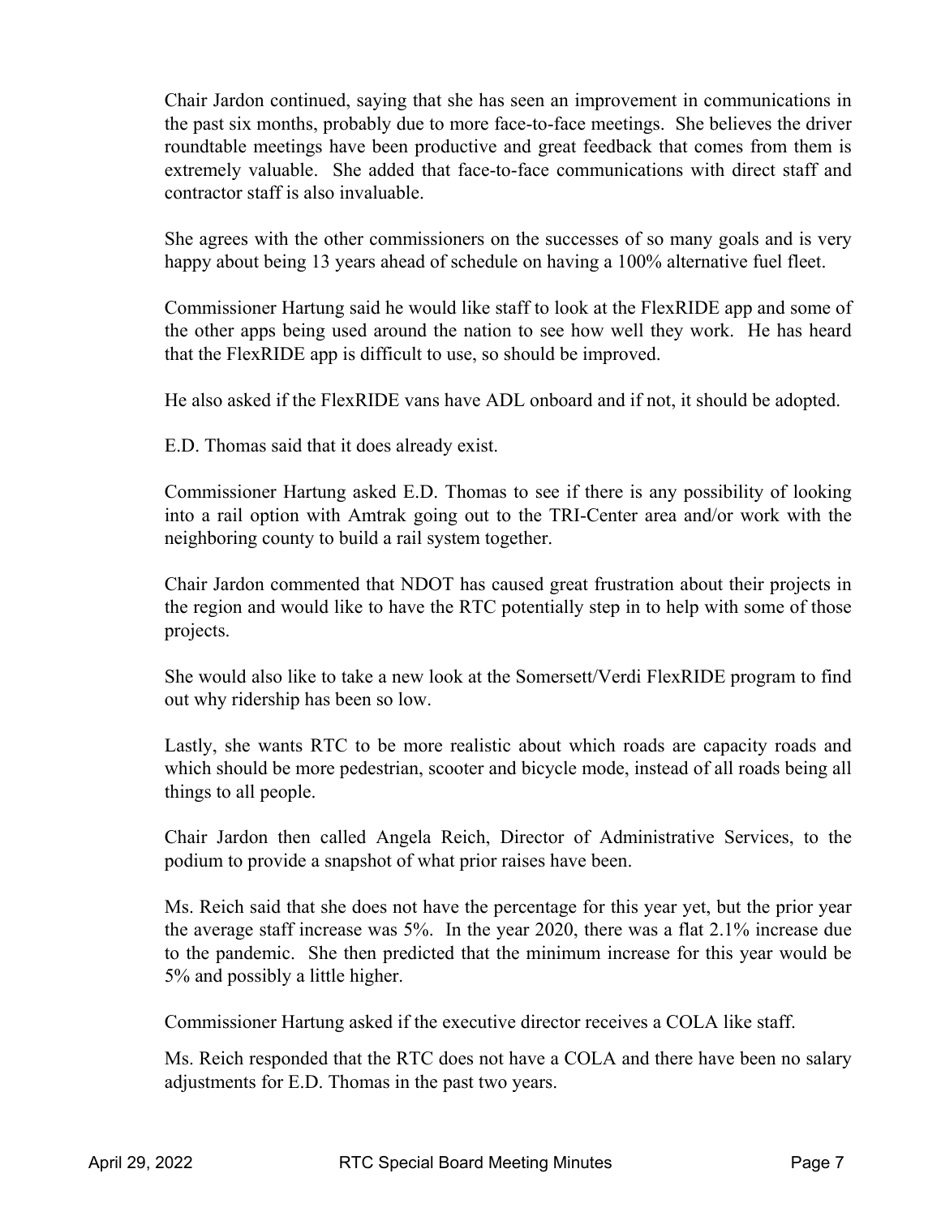Chair Jardon continued, saying that she has seen an improvement in communications in the past six months, probably due to more face-to-face meetings. She believes the driver roundtable meetings have been productive and great feedback that comes from them is extremely valuable. She added that face-to-face communications with direct staff and contractor staff is also invaluable.

She agrees with the other commissioners on the successes of so many goals and is very happy about being 13 years ahead of schedule on having a 100% alternative fuel fleet.

Commissioner Hartung said he would like staff to look at the FlexRIDE app and some of the other apps being used around the nation to see how well they work. He has heard that the FlexRIDE app is difficult to use, so should be improved.

He also asked if the FlexRIDE vans have ADL onboard and if not, it should be adopted.

E.D. Thomas said that it does already exist.

Commissioner Hartung asked E.D. Thomas to see if there is any possibility of looking into a rail option with Amtrak going out to the TRI-Center area and/or work with the neighboring county to build a rail system together.

Chair Jardon commented that NDOT has caused great frustration about their projects in the region and would like to have the RTC potentially step in to help with some of those projects.

She would also like to take a new look at the Somersett/Verdi FlexRIDE program to find out why ridership has been so low.

Lastly, she wants RTC to be more realistic about which roads are capacity roads and which should be more pedestrian, scooter and bicycle mode, instead of all roads being all things to all people.

Chair Jardon then called Angela Reich, Director of Administrative Services, to the podium to provide a snapshot of what prior raises have been.

Ms. Reich said that she does not have the percentage for this year yet, but the prior year the average staff increase was 5%. In the year 2020, there was a flat 2.1% increase due to the pandemic. She then predicted that the minimum increase for this year would be 5% and possibly a little higher.

Commissioner Hartung asked if the executive director receives a COLA like staff.

Ms. Reich responded that the RTC does not have a COLA and there have been no salary adjustments for E.D. Thomas in the past two years.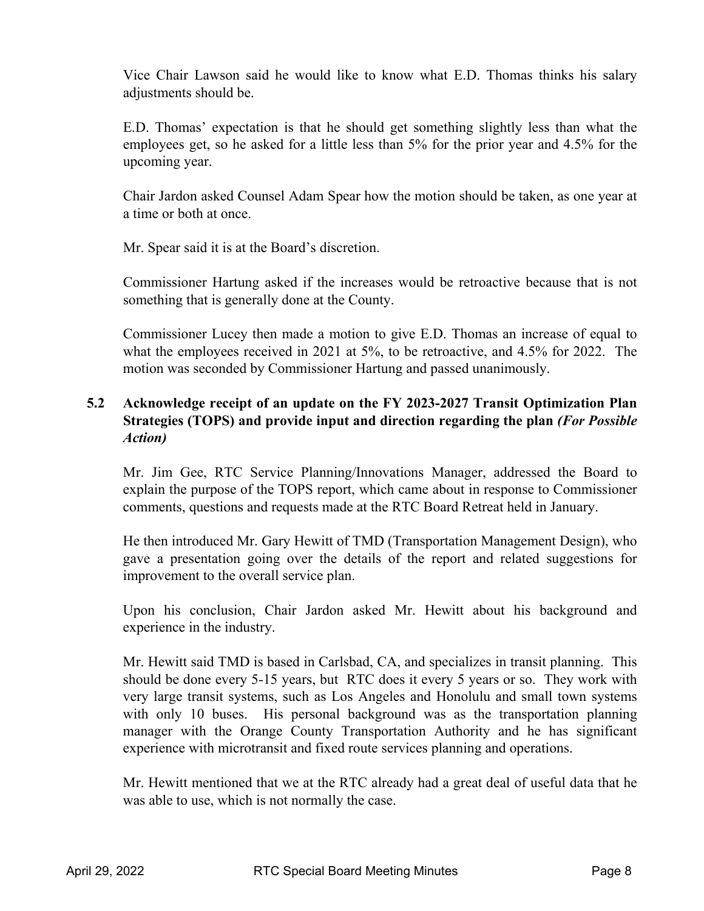Vice Chair Lawson said he would like to know what E.D. Thomas thinks his salary adjustments should be.

E.D. Thomas' expectation is that he should get something slightly less than what the employees get, so he asked for a little less than 5% for the prior year and 4.5% for the upcoming year.

Chair Jardon asked Counsel Adam Spear how the motion should be taken, as one year at a time or both at once.

Mr. Spear said it is at the Board's discretion.

Commissioner Hartung asked if the increases would be retroactive because that is not something that is generally done at the County.

Commissioner Lucey then made a motion to give E.D. Thomas an increase of equal to what the employees received in 2021 at 5%, to be retroactive, and 4.5% for 2022. The motion was seconded by Commissioner Hartung and passed unanimously.

**5.2 Acknowledge receipt of an update on the FY 2023-2027 Transit Optimization Plan Strategies (TOPS) and provide input and direction regarding the plan *(For Possible Action)***

Mr. Jim Gee, RTC Service Planning/Innovations Manager, addressed the Board to explain the purpose of the TOPS report, which came about in response to Commissioner comments, questions and requests made at the RTC Board Retreat held in January.

He then introduced Mr. Gary Hewitt of TMD (Transportation Management Design), who gave a presentation going over the details of the report and related suggestions for improvement to the overall service plan.

Upon his conclusion, Chair Jardon asked Mr. Hewitt about his background and experience in the industry.

Mr. Hewitt said TMD is based in Carlsbad, CA, and specializes in transit planning. This should be done every 5-15 years, but RTC does it every 5 years or so. They work with very large transit systems, such as Los Angeles and Honolulu and small town systems with only 10 buses. His personal background was as the transportation planning manager with the Orange County Transportation Authority and he has significant experience with microtransit and fixed route services planning and operations.

Mr. Hewitt mentioned that we at the RTC already had a great deal of useful data that he was able to use, which is not normally the case.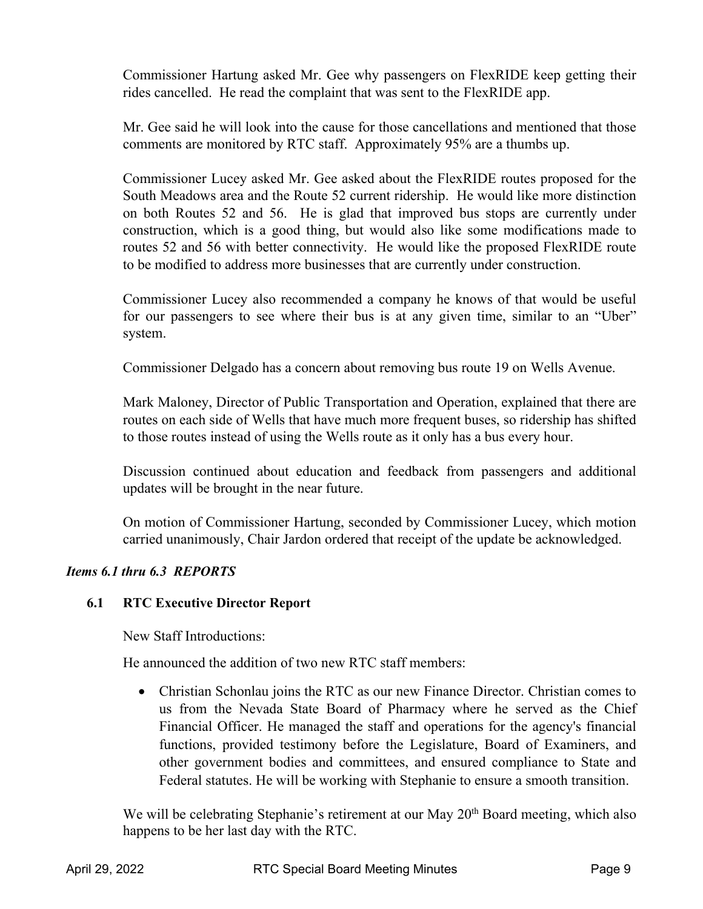Commissioner Hartung asked Mr. Gee why passengers on FlexRIDE keep getting their rides cancelled. He read the complaint that was sent to the FlexRIDE app.

Mr. Gee said he will look into the cause for those cancellations and mentioned that those comments are monitored by RTC staff. Approximately 95% are a thumbs up.

Commissioner Lucey asked Mr. Gee asked about the FlexRIDE routes proposed for the South Meadows area and the Route 52 current ridership. He would like more distinction on both Routes 52 and 56. He is glad that improved bus stops are currently under construction, which is a good thing, but would also like some modifications made to routes 52 and 56 with better connectivity. He would like the proposed FlexRIDE route to be modified to address more businesses that are currently under construction.

Commissioner Lucey also recommended a company he knows of that would be useful for our passengers to see where their bus is at any given time, similar to an "Uber" system.

Commissioner Delgado has a concern about removing bus route 19 on Wells Avenue.

Mark Maloney, Director of Public Transportation and Operation, explained that there are routes on each side of Wells that have much more frequent buses, so ridership has shifted to those routes instead of using the Wells route as it only has a bus every hour.

Discussion continued about education and feedback from passengers and additional updates will be brought in the near future.

On motion of Commissioner Hartung, seconded by Commissioner Lucey, which motion carried unanimously, Chair Jardon ordered that receipt of the update be acknowledged.

***Items 6.1 thru 6.3 REPORTS***

**6.1 RTC Executive Director Report**

New Staff Introductions:

He announced the addition of two new RTC staff members:

- Christian Schonlau joins the RTC as our new Finance Director. Christian comes to us from the Nevada State Board of Pharmacy where he served as the Chief Financial Officer. He managed the staff and operations for the agency's financial functions, provided testimony before the Legislature, Board of Examiners, and other government bodies and committees, and ensured compliance to State and Federal statutes. He will be working with Stephanie to ensure a smooth transition.

We will be celebrating Stephanie's retirement at our May 20th Board meeting, which also happens to be her last day with the RTC.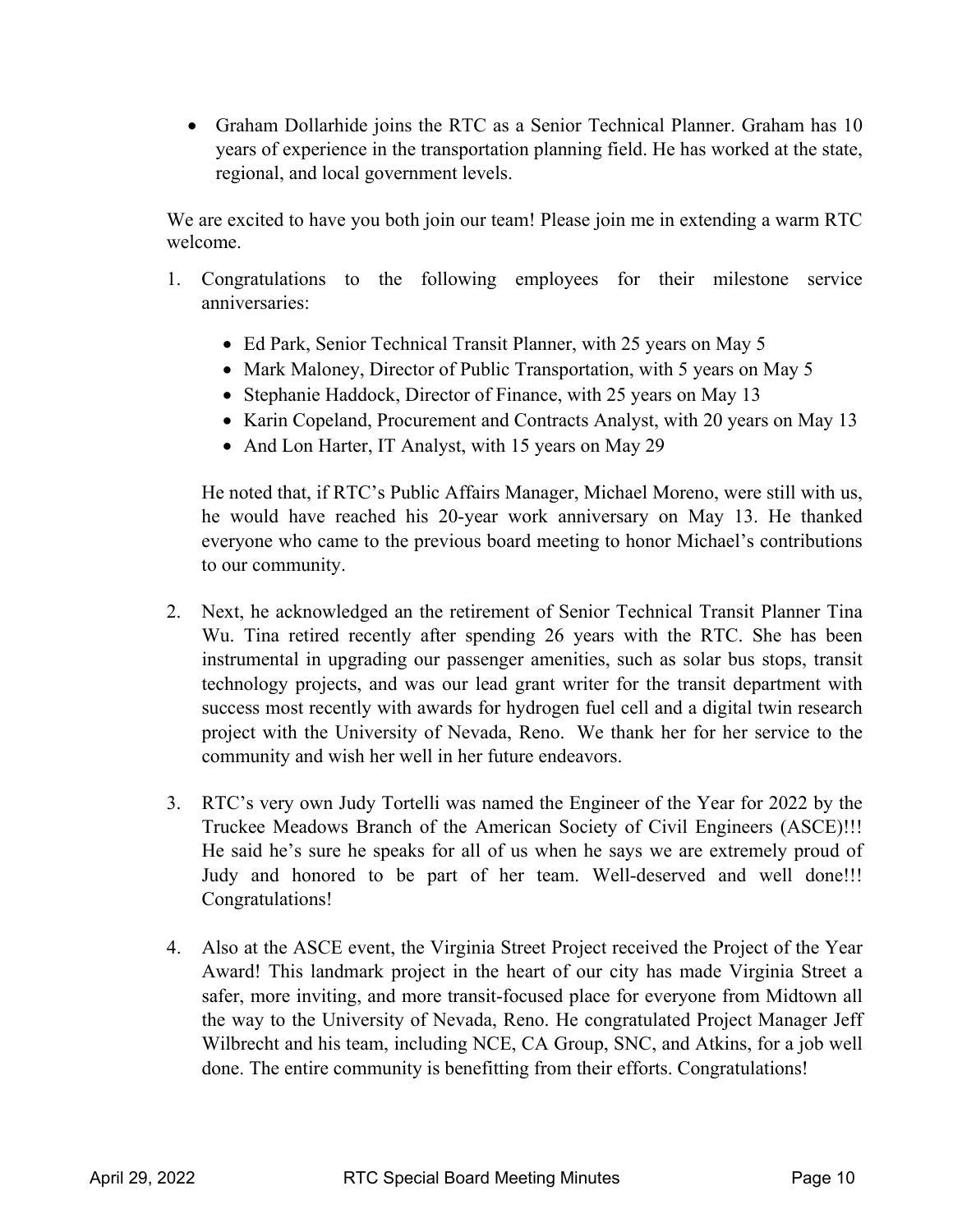- Graham Dollarhide joins the RTC as a Senior Technical Planner. Graham has 10 years of experience in the transportation planning field. He has worked at the state, regional, and local government levels.

We are excited to have you both join our team! Please join me in extending a warm RTC welcome.

1. Congratulations to the following employees for their milestone service anniversaries:

   - Ed Park, Senior Technical Transit Planner, with 25 years on May 5
   - Mark Maloney, Director of Public Transportation, with 5 years on May 5
   - Stephanie Haddock, Director of Finance, with 25 years on May 13
   - Karin Copeland, Procurement and Contracts Analyst, with 20 years on May 13
   - And Lon Harter, IT Analyst, with 15 years on May 29

   He noted that, if RTC's Public Affairs Manager, Michael Moreno, were still with us, he would have reached his 20-year work anniversary on May 13. He thanked everyone who came to the previous board meeting to honor Michael's contributions to our community.

2. Next, he acknowledged an the retirement of Senior Technical Transit Planner Tina Wu. Tina retired recently after spending 26 years with the RTC. She has been instrumental in upgrading our passenger amenities, such as solar bus stops, transit technology projects, and was our lead grant writer for the transit department with success most recently with awards for hydrogen fuel cell and a digital twin research project with the University of Nevada, Reno. We thank her for her service to the community and wish her well in her future endeavors.

3. RTC's very own Judy Tortelli was named the Engineer of the Year for 2022 by the Truckee Meadows Branch of the American Society of Civil Engineers (ASCE)!!! He said he's sure he speaks for all of us when he says we are extremely proud of Judy and honored to be part of her team. Well-deserved and well done!!! Congratulations!

4. Also at the ASCE event, the Virginia Street Project received the Project of the Year Award! This landmark project in the heart of our city has made Virginia Street a safer, more inviting, and more transit-focused place for everyone from Midtown all the way to the University of Nevada, Reno. He congratulated Project Manager Jeff Wilbrecht and his team, including NCE, CA Group, SNC, and Atkins, for a job well done. The entire community is benefitting from their efforts. Congratulations!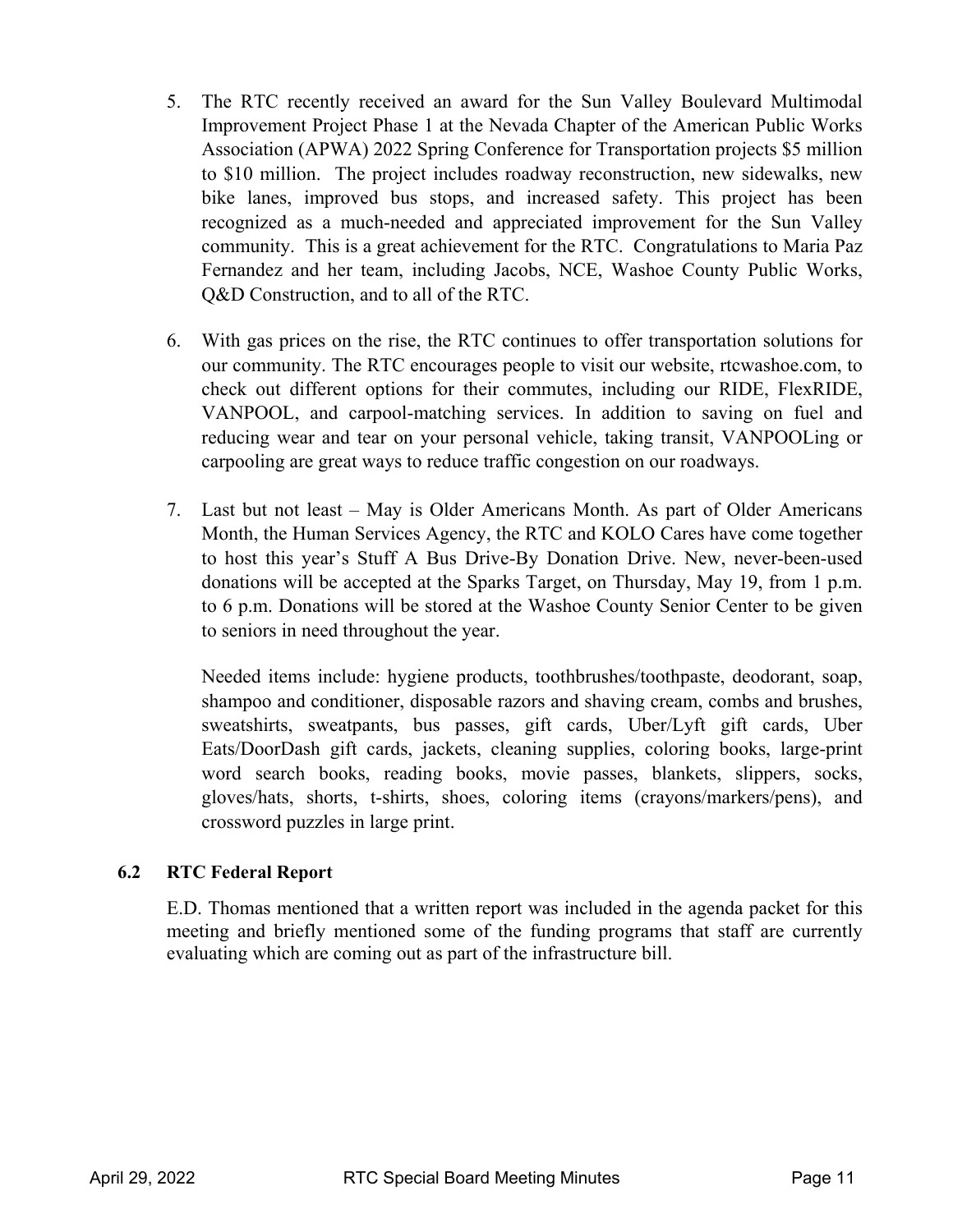5. The RTC recently received an award for the Sun Valley Boulevard Multimodal Improvement Project Phase 1 at the Nevada Chapter of the American Public Works Association (APWA) 2022 Spring Conference for Transportation projects $5 million to $10 million. The project includes roadway reconstruction, new sidewalks, new bike lanes, improved bus stops, and increased safety. This project has been recognized as a much-needed and appreciated improvement for the Sun Valley community. This is a great achievement for the RTC. Congratulations to Maria Paz Fernandez and her team, including Jacobs, NCE, Washoe County Public Works, Q&D Construction, and to all of the RTC.

6. With gas prices on the rise, the RTC continues to offer transportation solutions for our community. The RTC encourages people to visit our website, rtcwashoe.com, to check out different options for their commutes, including our RIDE, FlexRIDE, VANPOOL, and carpool-matching services. In addition to saving on fuel and reducing wear and tear on your personal vehicle, taking transit, VANPOOLing or carpooling are great ways to reduce traffic congestion on our roadways.

7. Last but not least – May is Older Americans Month. As part of Older Americans Month, the Human Services Agency, the RTC and KOLO Cares have come together to host this year's Stuff A Bus Drive-By Donation Drive. New, never-been-used donations will be accepted at the Sparks Target, on Thursday, May 19, from 1 p.m. to 6 p.m. Donations will be stored at the Washoe County Senior Center to be given to seniors in need throughout the year.

   Needed items include: hygiene products, toothbrushes/toothpaste, deodorant, soap, shampoo and conditioner, disposable razors and shaving cream, combs and brushes, sweatshirts, sweatpants, bus passes, gift cards, Uber/Lyft gift cards, Uber Eats/DoorDash gift cards, jackets, cleaning supplies, coloring books, large-print word search books, reading books, movie passes, blankets, slippers, socks, gloves/hats, shorts, t-shirts, shoes, coloring items (crayons/markers/pens), and crossword puzzles in large print.

### 6.2 RTC Federal Report

E.D. Thomas mentioned that a written report was included in the agenda packet for this meeting and briefly mentioned some of the funding programs that staff are currently evaluating which are coming out as part of the infrastructure bill.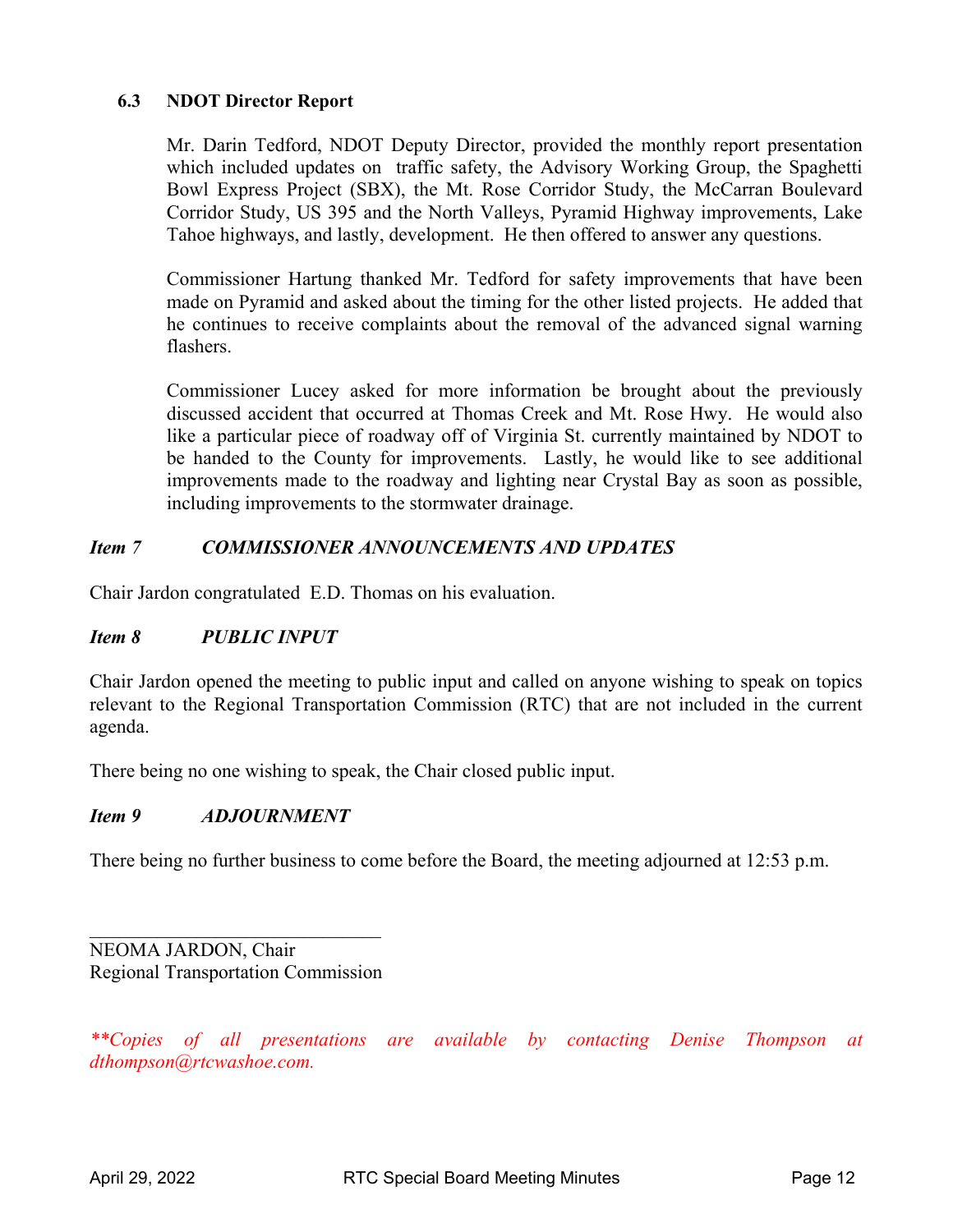### 6.3 NDOT Director Report

Mr. Darin Tedford, NDOT Deputy Director, provided the monthly report presentation which included updates on traffic safety, the Advisory Working Group, the Spaghetti Bowl Express Project (SBX), the Mt. Rose Corridor Study, the McCarran Boulevard Corridor Study, US 395 and the North Valleys, Pyramid Highway improvements, Lake Tahoe highways, and lastly, development. He then offered to answer any questions.

Commissioner Hartung thanked Mr. Tedford for safety improvements that have been made on Pyramid and asked about the timing for the other listed projects. He added that he continues to receive complaints about the removal of the advanced signal warning flashers.

Commissioner Lucey asked for more information be brought about the previously discussed accident that occurred at Thomas Creek and Mt. Rose Hwy. He would also like a particular piece of roadway off of Virginia St. currently maintained by NDOT to be handed to the County for improvements. Lastly, he would like to see additional improvements made to the roadway and lighting near Crystal Bay as soon as possible, including improvements to the stormwater drainage.

## *Item 7 COMMISSIONER ANNOUNCEMENTS AND UPDATES*

Chair Jardon congratulated E.D. Thomas on his evaluation.

## *Item 8 PUBLIC INPUT*

Chair Jardon opened the meeting to public input and called on anyone wishing to speak on topics relevant to the Regional Transportation Commission (RTC) that are not included in the current agenda.

There being no one wishing to speak, the Chair closed public input.

## *Item 9 ADJOURNMENT*

There being no further business to come before the Board, the meeting adjourned at 12:53 p.m.

\_\_\_\_\_\_\_\_\_\_\_\_\_\_\_\_\_\_\_\_\_\_\_\_\_\_\_\_\_\_

NEOMA JARDON, Chair
Regional Transportation Commission

*\*\*Copies of all presentations are available by contacting Denise Thompson at dthompson@rtcwashoe.com.*